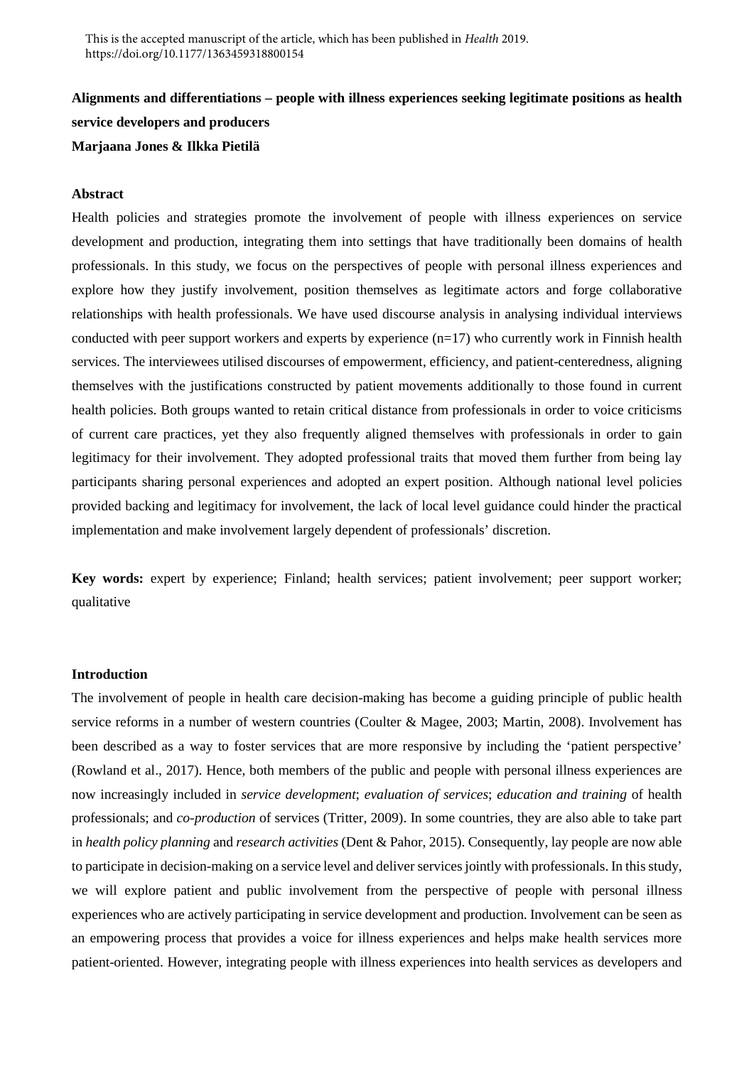This is the accepted manuscript of the article, which has been published in *Health* 2019. https://doi.org/10.1177/1363459318800154

# Alignments and differentiations – people with illness experiences seeking legitimate positions as health service developers and producers

**Marjaana Jones & Ilkka Pietilä**

## Abstract

Health policies and strategies promote the involvement of people with illness experiences on service development and production, integrating them into settings that have traditionally been domains of health professionals. In this study, we focus on the perspectives of people with personal illness experiences and explore how they justify involvement, position themselves as legitimate actors and forge collaborative relationships with health professionals. We have used discourse analysis in analysing individual interviews conducted with peer support workers and experts by experience (n=17) who currently work in Finnish health services. The interviewees utilised discourses of empowerment, efficiency, and patient-centeredness, aligning themselves with the justifications constructed by patient movements additionally to those found in current health policies. Both groups wanted to retain critical distance from professionals in order to voice criticisms of current care practices, yet they also frequently aligned themselves with professionals in order to gain legitimacy for their involvement. They adopted professional traits that moved them further from being lay participants sharing personal experiences and adopted an expert position. Although national level policies provided backing and legitimacy for involvement, the lack of local level guidance could hinder the practical implementation and make involvement largely dependent of professionals' discretion.

**Key words:** expert by experience; Finland; health services; patient involvement; peer support worker; qualitative

## Introduction

The involvement of people in health care decision-making has become a guiding principle of public health service reforms in a number of western countries (Coulter & Magee, 2003; Martin, 2008). Involvement has been described as a way to foster services that are more responsive by including the 'patient perspective' (Rowland et al., 2017). Hence, both members of the public and people with personal illness experiences are now increasingly included in *service development*; *evaluation of services*; *education and training* of health professionals; and *co-production* of services (Tritter, 2009). In some countries, they are also able to take part in *health policy planning* and *research activities* (Dent & Pahor, 2015). Consequently, lay people are now able to participate in decision-making on a service level and deliver services jointly with professionals. In this study, we will explore patient and public involvement from the perspective of people with personal illness experiences who are actively participating in service development and production. Involvement can be seen as an empowering process that provides a voice for illness experiences and helps make health services more patient-oriented. However, integrating people with illness experiences into health services as developers and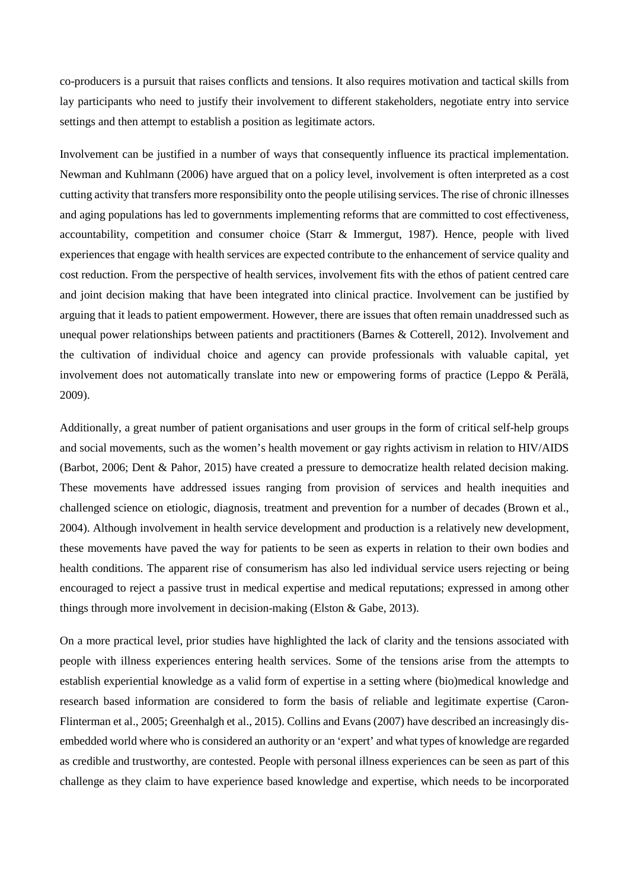co-producers is a pursuit that raises conflicts and tensions. It also requires motivation and tactical skills from lay participants who need to justify their involvement to different stakeholders, negotiate entry into service settings and then attempt to establish a position as legitimate actors.

Involvement can be justified in a number of ways that consequently influence its practical implementation. Newman and Kuhlmann (2006) have argued that on a policy level, involvement is often interpreted as a cost cutting activity that transfers more responsibility onto the people utilising services. The rise of chronic illnesses and aging populations has led to governments implementing reforms that are committed to cost effectiveness, accountability, competition and consumer choice (Starr & Immergut, 1987). Hence, people with lived experiences that engage with health services are expected contribute to the enhancement of service quality and cost reduction. From the perspective of health services, involvement fits with the ethos of patient centred care and joint decision making that have been integrated into clinical practice. Involvement can be justified by arguing that it leads to patient empowerment. However, there are issues that often remain unaddressed such as unequal power relationships between patients and practitioners (Barnes & Cotterell, 2012). Involvement and the cultivation of individual choice and agency can provide professionals with valuable capital, yet involvement does not automatically translate into new or empowering forms of practice (Leppo & Perälä, 2009).

Additionally, a great number of patient organisations and user groups in the form of critical self-help groups and social movements, such as the women's health movement or gay rights activism in relation to HIV/AIDS (Barbot, 2006; Dent & Pahor, 2015) have created a pressure to democratize health related decision making. These movements have addressed issues ranging from provision of services and health inequities and challenged science on etiologic, diagnosis, treatment and prevention for a number of decades (Brown et al., 2004). Although involvement in health service development and production is a relatively new development, these movements have paved the way for patients to be seen as experts in relation to their own bodies and health conditions. The apparent rise of consumerism has also led individual service users rejecting or being encouraged to reject a passive trust in medical expertise and medical reputations; expressed in among other things through more involvement in decision-making (Elston & Gabe, 2013).

On a more practical level, prior studies have highlighted the lack of clarity and the tensions associated with people with illness experiences entering health services. Some of the tensions arise from the attempts to establish experiential knowledge as a valid form of expertise in a setting where (bio)medical knowledge and research based information are considered to form the basis of reliable and legitimate expertise (Caron-Flinterman et al., 2005; Greenhalgh et al., 2015). Collins and Evans (2007) have described an increasingly dis-embedded world where who is considered an authority or an 'expert' and what types of knowledge are regarded as credible and trustworthy, are contested. People with personal illness experiences can be seen as part of this challenge as they claim to have experience based knowledge and expertise, which needs to be incorporated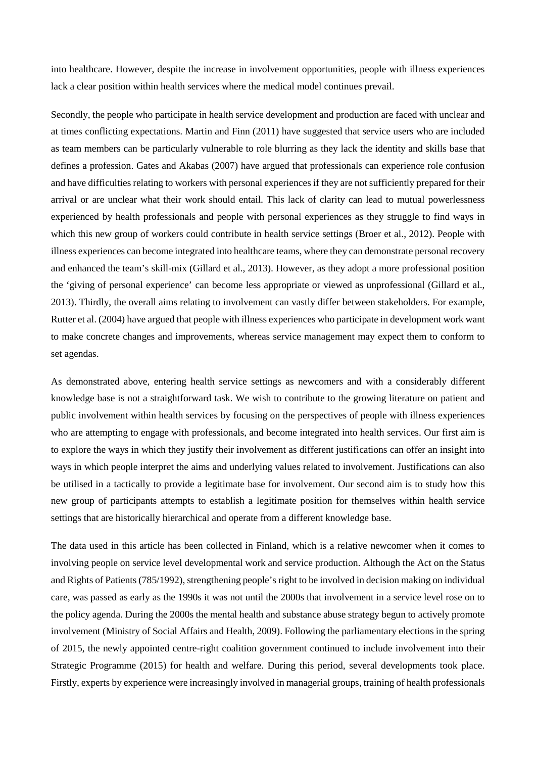into healthcare. However, despite the increase in involvement opportunities, people with illness experiences lack a clear position within health services where the medical model continues prevail.

Secondly, the people who participate in health service development and production are faced with unclear and at times conflicting expectations. Martin and Finn (2011) have suggested that service users who are included as team members can be particularly vulnerable to role blurring as they lack the identity and skills base that defines a profession. Gates and Akabas (2007) have argued that professionals can experience role confusion and have difficulties relating to workers with personal experiences if they are not sufficiently prepared for their arrival or are unclear what their work should entail. This lack of clarity can lead to mutual powerlessness experienced by health professionals and people with personal experiences as they struggle to find ways in which this new group of workers could contribute in health service settings (Broer et al., 2012). People with illness experiences can become integrated into healthcare teams, where they can demonstrate personal recovery and enhanced the team's skill-mix (Gillard et al., 2013). However, as they adopt a more professional position the 'giving of personal experience' can become less appropriate or viewed as unprofessional (Gillard et al., 2013). Thirdly, the overall aims relating to involvement can vastly differ between stakeholders. For example, Rutter et al. (2004) have argued that people with illness experiences who participate in development work want to make concrete changes and improvements, whereas service management may expect them to conform to set agendas.

As demonstrated above, entering health service settings as newcomers and with a considerably different knowledge base is not a straightforward task. We wish to contribute to the growing literature on patient and public involvement within health services by focusing on the perspectives of people with illness experiences who are attempting to engage with professionals, and become integrated into health services. Our first aim is to explore the ways in which they justify their involvement as different justifications can offer an insight into ways in which people interpret the aims and underlying values related to involvement. Justifications can also be utilised in a tactically to provide a legitimate base for involvement. Our second aim is to study how this new group of participants attempts to establish a legitimate position for themselves within health service settings that are historically hierarchical and operate from a different knowledge base.

The data used in this article has been collected in Finland, which is a relative newcomer when it comes to involving people on service level developmental work and service production. Although the Act on the Status and Rights of Patients (785/1992), strengthening people's right to be involved in decision making on individual care, was passed as early as the 1990s it was not until the 2000s that involvement in a service level rose on to the policy agenda. During the 2000s the mental health and substance abuse strategy begun to actively promote involvement (Ministry of Social Affairs and Health, 2009). Following the parliamentary elections in the spring of 2015, the newly appointed centre-right coalition government continued to include involvement into their Strategic Programme (2015) for health and welfare. During this period, several developments took place. Firstly, experts by experience were increasingly involved in managerial groups, training of health professionals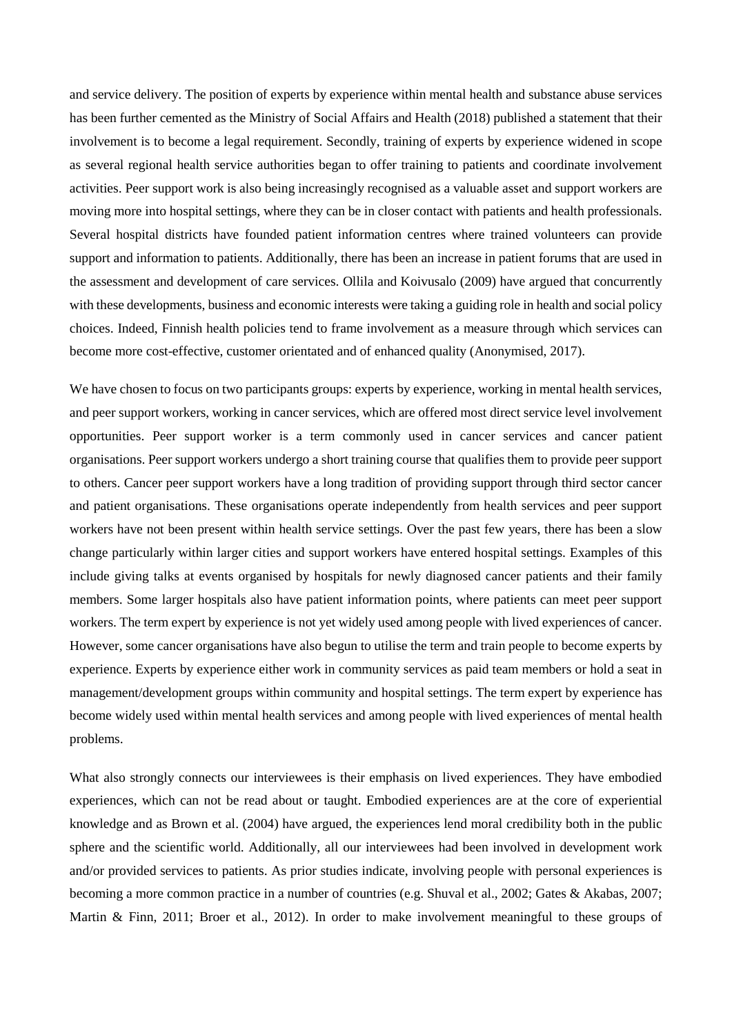and service delivery. The position of experts by experience within mental health and substance abuse services has been further cemented as the Ministry of Social Affairs and Health (2018) published a statement that their involvement is to become a legal requirement. Secondly, training of experts by experience widened in scope as several regional health service authorities began to offer training to patients and coordinate involvement activities. Peer support work is also being increasingly recognised as a valuable asset and support workers are moving more into hospital settings, where they can be in closer contact with patients and health professionals. Several hospital districts have founded patient information centres where trained volunteers can provide support and information to patients. Additionally, there has been an increase in patient forums that are used in the assessment and development of care services. Ollila and Koivusalo (2009) have argued that concurrently with these developments, business and economic interests were taking a guiding role in health and social policy choices. Indeed, Finnish health policies tend to frame involvement as a measure through which services can become more cost-effective, customer orientated and of enhanced quality (Anonymised, 2017).

We have chosen to focus on two participants groups: experts by experience, working in mental health services, and peer support workers, working in cancer services, which are offered most direct service level involvement opportunities. Peer support worker is a term commonly used in cancer services and cancer patient organisations. Peer support workers undergo a short training course that qualifies them to provide peer support to others. Cancer peer support workers have a long tradition of providing support through third sector cancer and patient organisations. These organisations operate independently from health services and peer support workers have not been present within health service settings. Over the past few years, there has been a slow change particularly within larger cities and support workers have entered hospital settings. Examples of this include giving talks at events organised by hospitals for newly diagnosed cancer patients and their family members. Some larger hospitals also have patient information points, where patients can meet peer support workers. The term expert by experience is not yet widely used among people with lived experiences of cancer. However, some cancer organisations have also begun to utilise the term and train people to become experts by experience. Experts by experience either work in community services as paid team members or hold a seat in management/development groups within community and hospital settings. The term expert by experience has become widely used within mental health services and among people with lived experiences of mental health problems.

What also strongly connects our interviewees is their emphasis on lived experiences. They have embodied experiences, which can not be read about or taught. Embodied experiences are at the core of experiential knowledge and as Brown et al. (2004) have argued, the experiences lend moral credibility both in the public sphere and the scientific world. Additionally, all our interviewees had been involved in development work and/or provided services to patients. As prior studies indicate, involving people with personal experiences is becoming a more common practice in a number of countries (e.g. Shuval et al., 2002; Gates & Akabas, 2007; Martin & Finn, 2011; Broer et al., 2012). In order to make involvement meaningful to these groups of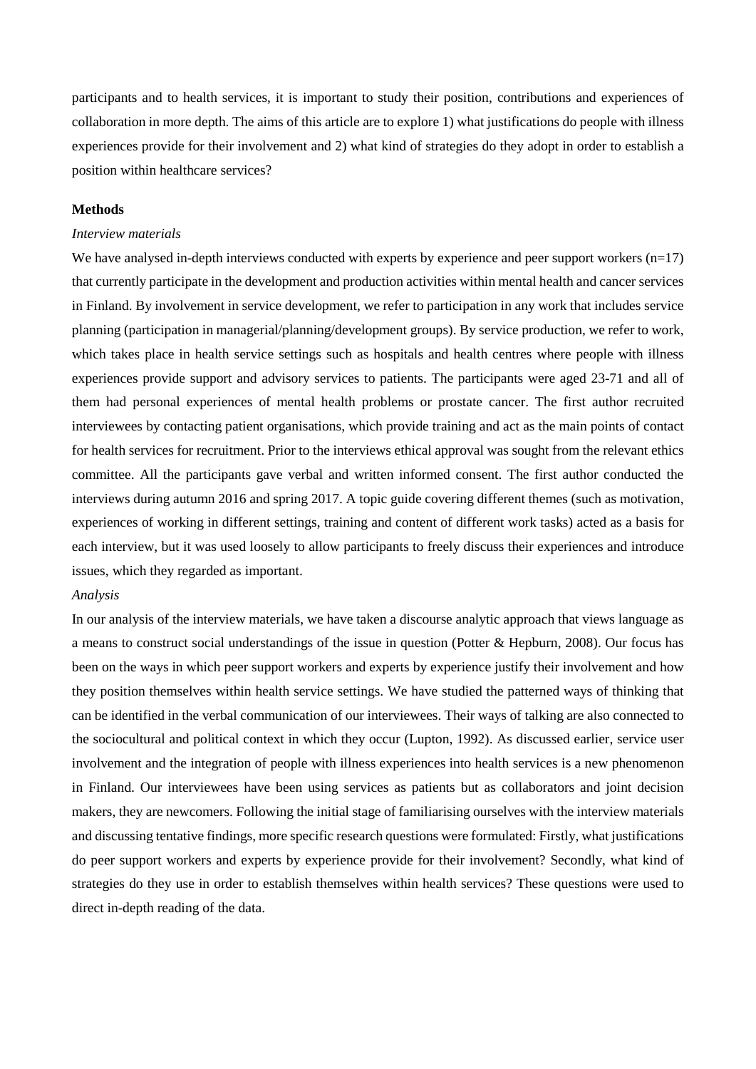participants and to health services, it is important to study their position, contributions and experiences of collaboration in more depth. The aims of this article are to explore 1) what justifications do people with illness experiences provide for their involvement and 2) what kind of strategies do they adopt in order to establish a position within healthcare services?

## Methods

### *Interview materials*

We have analysed in-depth interviews conducted with experts by experience and peer support workers (n=17) that currently participate in the development and production activities within mental health and cancer services in Finland. By involvement in service development, we refer to participation in any work that includes service planning (participation in managerial/planning/development groups). By service production, we refer to work, which takes place in health service settings such as hospitals and health centres where people with illness experiences provide support and advisory services to patients. The participants were aged 23-71 and all of them had personal experiences of mental health problems or prostate cancer. The first author recruited interviewees by contacting patient organisations, which provide training and act as the main points of contact for health services for recruitment. Prior to the interviews ethical approval was sought from the relevant ethics committee. All the participants gave verbal and written informed consent. The first author conducted the interviews during autumn 2016 and spring 2017. A topic guide covering different themes (such as motivation, experiences of working in different settings, training and content of different work tasks) acted as a basis for each interview, but it was used loosely to allow participants to freely discuss their experiences and introduce issues, which they regarded as important.

### *Analysis*

In our analysis of the interview materials, we have taken a discourse analytic approach that views language as a means to construct social understandings of the issue in question (Potter & Hepburn, 2008). Our focus has been on the ways in which peer support workers and experts by experience justify their involvement and how they position themselves within health service settings. We have studied the patterned ways of thinking that can be identified in the verbal communication of our interviewees. Their ways of talking are also connected to the sociocultural and political context in which they occur (Lupton, 1992). As discussed earlier, service user involvement and the integration of people with illness experiences into health services is a new phenomenon in Finland. Our interviewees have been using services as patients but as collaborators and joint decision makers, they are newcomers. Following the initial stage of familiarising ourselves with the interview materials and discussing tentative findings, more specific research questions were formulated: Firstly, what justifications do peer support workers and experts by experience provide for their involvement? Secondly, what kind of strategies do they use in order to establish themselves within health services? These questions were used to direct in-depth reading of the data.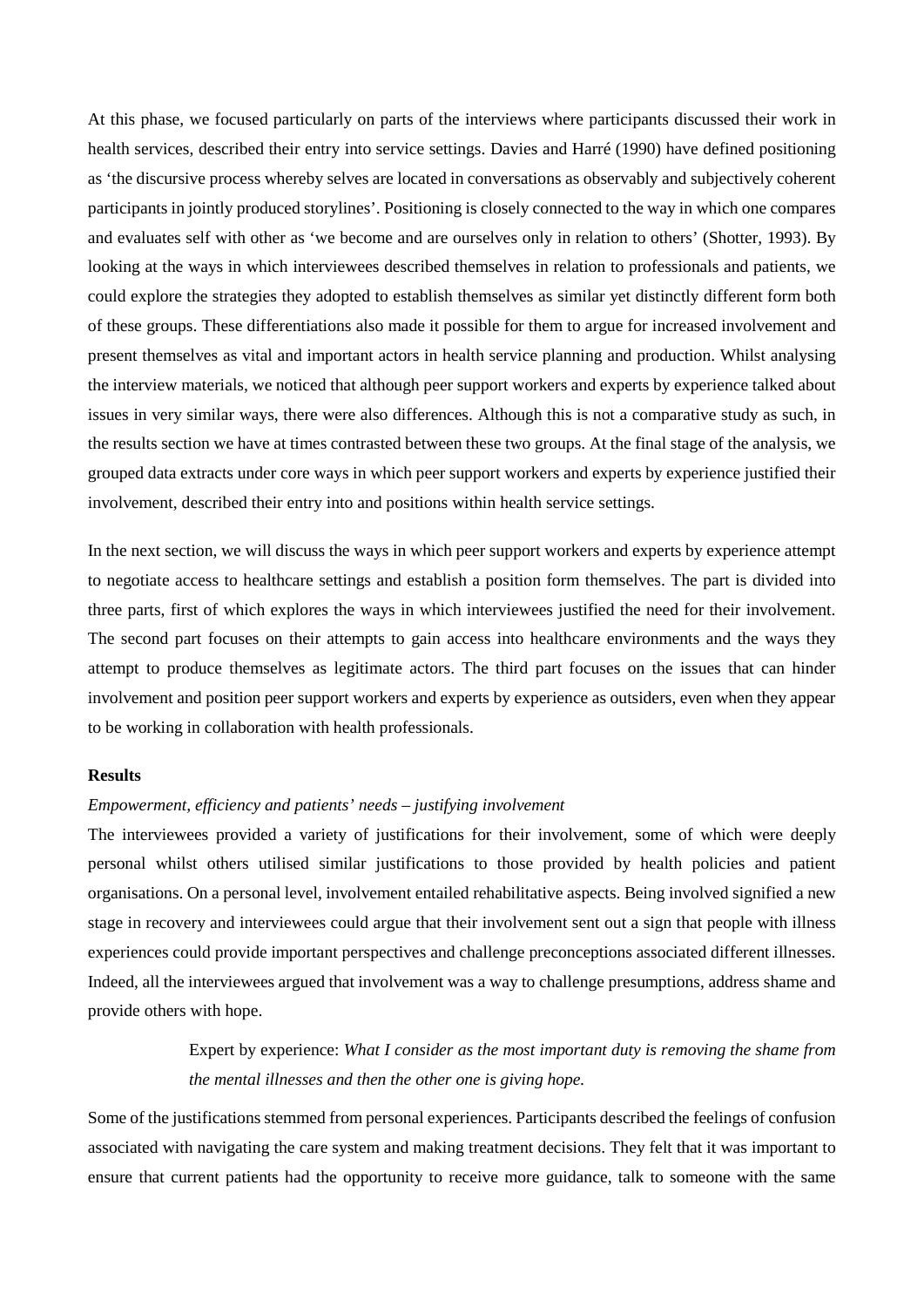At this phase, we focused particularly on parts of the interviews where participants discussed their work in health services, described their entry into service settings. Davies and Harré (1990) have defined positioning as 'the discursive process whereby selves are located in conversations as observably and subjectively coherent participants in jointly produced storylines'. Positioning is closely connected to the way in which one compares and evaluates self with other as 'we become and are ourselves only in relation to others' (Shotter, 1993). By looking at the ways in which interviewees described themselves in relation to professionals and patients, we could explore the strategies they adopted to establish themselves as similar yet distinctly different form both of these groups. These differentiations also made it possible for them to argue for increased involvement and present themselves as vital and important actors in health service planning and production. Whilst analysing the interview materials, we noticed that although peer support workers and experts by experience talked about issues in very similar ways, there were also differences. Although this is not a comparative study as such, in the results section we have at times contrasted between these two groups. At the final stage of the analysis, we grouped data extracts under core ways in which peer support workers and experts by experience justified their involvement, described their entry into and positions within health service settings.

In the next section, we will discuss the ways in which peer support workers and experts by experience attempt to negotiate access to healthcare settings and establish a position form themselves. The part is divided into three parts, first of which explores the ways in which interviewees justified the need for their involvement. The second part focuses on their attempts to gain access into healthcare environments and the ways they attempt to produce themselves as legitimate actors. The third part focuses on the issues that can hinder involvement and position peer support workers and experts by experience as outsiders, even when they appear to be working in collaboration with health professionals.

## Results

### *Empowerment, efficiency and patients' needs – justifying involvement*

The interviewees provided a variety of justifications for their involvement, some of which were deeply personal whilst others utilised similar justifications to those provided by health policies and patient organisations. On a personal level, involvement entailed rehabilitative aspects. Being involved signified a new stage in recovery and interviewees could argue that their involvement sent out a sign that people with illness experiences could provide important perspectives and challenge preconceptions associated different illnesses. Indeed, all the interviewees argued that involvement was a way to challenge presumptions, address shame and provide others with hope.

> Expert by experience: *What I consider as the most important duty is removing the shame from the mental illnesses and then the other one is giving hope.*

Some of the justifications stemmed from personal experiences. Participants described the feelings of confusion associated with navigating the care system and making treatment decisions. They felt that it was important to ensure that current patients had the opportunity to receive more guidance, talk to someone with the same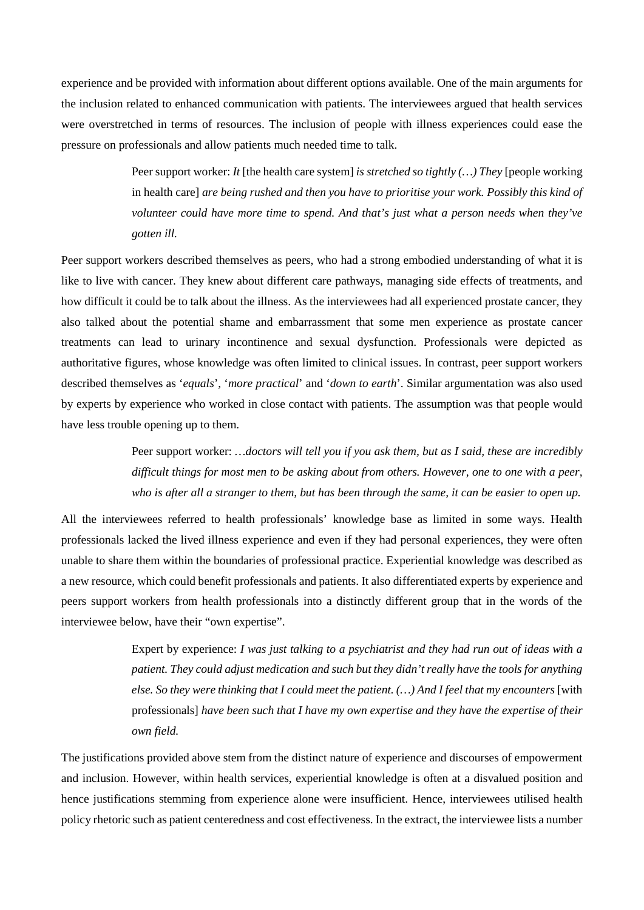experience and be provided with information about different options available. One of the main arguments for the inclusion related to enhanced communication with patients. The interviewees argued that health services were overstretched in terms of resources. The inclusion of people with illness experiences could ease the pressure on professionals and allow patients much needed time to talk.

> Peer support worker: *It* [the health care system] *is stretched so tightly (…) They* [people working in health care] *are being rushed and then you have to prioritise your work. Possibly this kind of volunteer could have more time to spend. And that's just what a person needs when they've gotten ill.*

Peer support workers described themselves as peers, who had a strong embodied understanding of what it is like to live with cancer. They knew about different care pathways, managing side effects of treatments, and how difficult it could be to talk about the illness. As the interviewees had all experienced prostate cancer, they also talked about the potential shame and embarrassment that some men experience as prostate cancer treatments can lead to urinary incontinence and sexual dysfunction. Professionals were depicted as authoritative figures, whose knowledge was often limited to clinical issues. In contrast, peer support workers described themselves as '*equals*', '*more practical*' and '*down to earth*'. Similar argumentation was also used by experts by experience who worked in close contact with patients. The assumption was that people would have less trouble opening up to them.

> Peer support worker: *…doctors will tell you if you ask them, but as I said, these are incredibly difficult things for most men to be asking about from others. However, one to one with a peer, who is after all a stranger to them, but has been through the same, it can be easier to open up.*

All the interviewees referred to health professionals' knowledge base as limited in some ways. Health professionals lacked the lived illness experience and even if they had personal experiences, they were often unable to share them within the boundaries of professional practice. Experiential knowledge was described as a new resource, which could benefit professionals and patients. It also differentiated experts by experience and peers support workers from health professionals into a distinctly different group that in the words of the interviewee below, have their "own expertise".

> Expert by experience: *I was just talking to a psychiatrist and they had run out of ideas with a patient. They could adjust medication and such but they didn't really have the tools for anything else. So they were thinking that I could meet the patient. (…) And I feel that my encounters* [with professionals] *have been such that I have my own expertise and they have the expertise of their own field.*

The justifications provided above stem from the distinct nature of experience and discourses of empowerment and inclusion. However, within health services, experiential knowledge is often at a disvalued position and hence justifications stemming from experience alone were insufficient. Hence, interviewees utilised health policy rhetoric such as patient centeredness and cost effectiveness. In the extract, the interviewee lists a number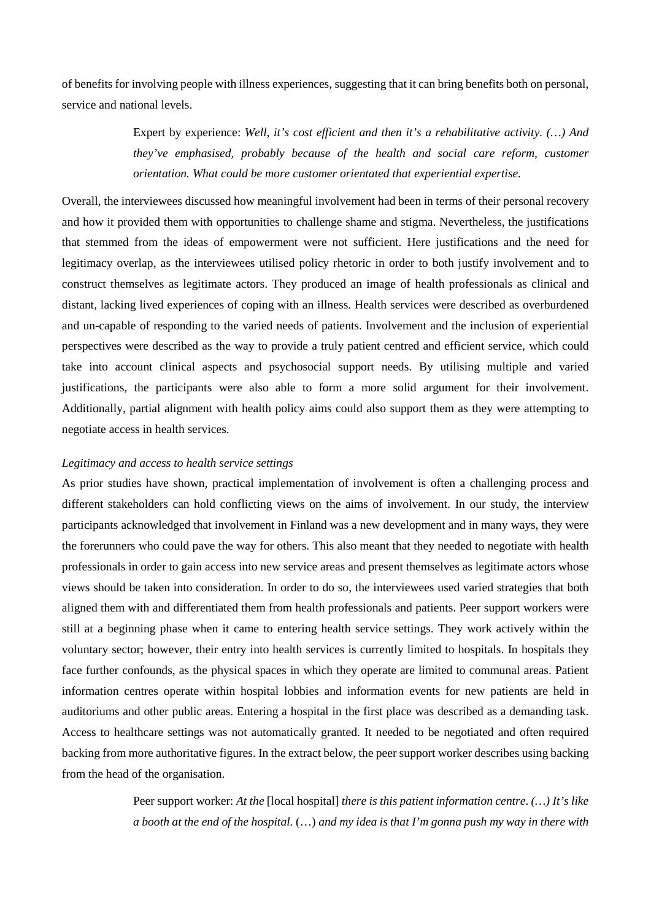of benefits for involving people with illness experiences, suggesting that it can bring benefits both on personal, service and national levels.

> Expert by experience: *Well, it's cost efficient and then it's a rehabilitative activity. (…) And they've emphasised, probably because of the health and social care reform, customer orientation. What could be more customer orientated that experiential expertise.*

Overall, the interviewees discussed how meaningful involvement had been in terms of their personal recovery and how it provided them with opportunities to challenge shame and stigma. Nevertheless, the justifications that stemmed from the ideas of empowerment were not sufficient. Here justifications and the need for legitimacy overlap, as the interviewees utilised policy rhetoric in order to both justify involvement and to construct themselves as legitimate actors. They produced an image of health professionals as clinical and distant, lacking lived experiences of coping with an illness. Health services were described as overburdened and un-capable of responding to the varied needs of patients. Involvement and the inclusion of experiential perspectives were described as the way to provide a truly patient centred and efficient service, which could take into account clinical aspects and psychosocial support needs. By utilising multiple and varied justifications, the participants were also able to form a more solid argument for their involvement. Additionally, partial alignment with health policy aims could also support them as they were attempting to negotiate access in health services.

*Legitimacy and access to health service settings*

As prior studies have shown, practical implementation of involvement is often a challenging process and different stakeholders can hold conflicting views on the aims of involvement. In our study, the interview participants acknowledged that involvement in Finland was a new development and in many ways, they were the forerunners who could pave the way for others. This also meant that they needed to negotiate with health professionals in order to gain access into new service areas and present themselves as legitimate actors whose views should be taken into consideration. In order to do so, the interviewees used varied strategies that both aligned them with and differentiated them from health professionals and patients. Peer support workers were still at a beginning phase when it came to entering health service settings. They work actively within the voluntary sector; however, their entry into health services is currently limited to hospitals. In hospitals they face further confounds, as the physical spaces in which they operate are limited to communal areas. Patient information centres operate within hospital lobbies and information events for new patients are held in auditoriums and other public areas. Entering a hospital in the first place was described as a demanding task. Access to healthcare settings was not automatically granted. It needed to be negotiated and often required backing from more authoritative figures. In the extract below, the peer support worker describes using backing from the head of the organisation.

> Peer support worker: *At the* [local hospital] *there is this patient information centre. (…) It's like a booth at the end of the hospital.* (…) *and my idea is that I'm gonna push my way in there with*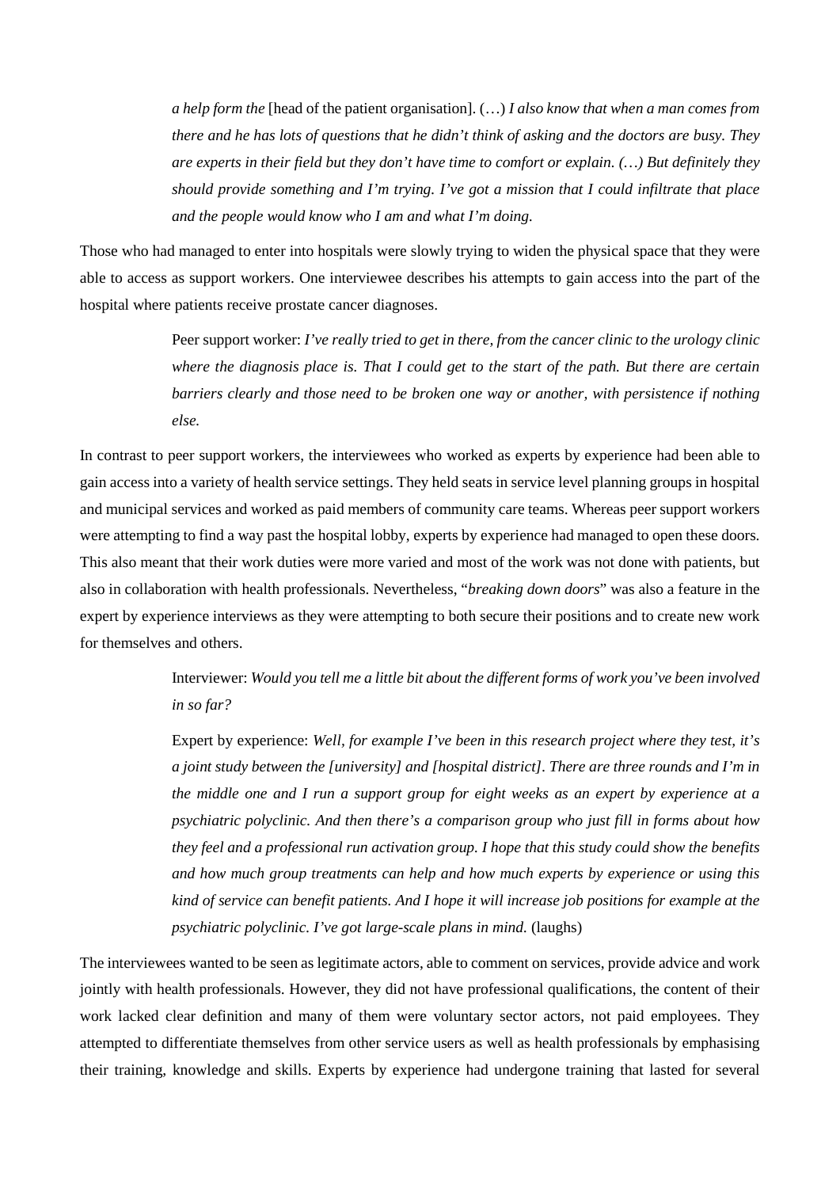> *a help form the* [head of the patient organisation]. (…) *I also know that when a man comes from there and he has lots of questions that he didn't think of asking and the doctors are busy. They are experts in their field but they don't have time to comfort or explain. (…) But definitely they should provide something and I'm trying. I've got a mission that I could infiltrate that place and the people would know who I am and what I'm doing.*

Those who had managed to enter into hospitals were slowly trying to widen the physical space that they were able to access as support workers. One interviewee describes his attempts to gain access into the part of the hospital where patients receive prostate cancer diagnoses.

> Peer support worker: *I've really tried to get in there, from the cancer clinic to the urology clinic where the diagnosis place is. That I could get to the start of the path. But there are certain barriers clearly and those need to be broken one way or another, with persistence if nothing else.*

In contrast to peer support workers, the interviewees who worked as experts by experience had been able to gain access into a variety of health service settings. They held seats in service level planning groups in hospital and municipal services and worked as paid members of community care teams. Whereas peer support workers were attempting to find a way past the hospital lobby, experts by experience had managed to open these doors. This also meant that their work duties were more varied and most of the work was not done with patients, but also in collaboration with health professionals. Nevertheless, "*breaking down doors*" was also a feature in the expert by experience interviews as they were attempting to both secure their positions and to create new work for themselves and others.

> Interviewer: *Would you tell me a little bit about the different forms of work you've been involved in so far?*
>
> Expert by experience: *Well, for example I've been in this research project where they test, it's a joint study between the [university] and [hospital district]. There are three rounds and I'm in the middle one and I run a support group for eight weeks as an expert by experience at a psychiatric polyclinic. And then there's a comparison group who just fill in forms about how they feel and a professional run activation group. I hope that this study could show the benefits and how much group treatments can help and how much experts by experience or using this kind of service can benefit patients. And I hope it will increase job positions for example at the psychiatric polyclinic. I've got large-scale plans in mind.* (laughs)

The interviewees wanted to be seen as legitimate actors, able to comment on services, provide advice and work jointly with health professionals. However, they did not have professional qualifications, the content of their work lacked clear definition and many of them were voluntary sector actors, not paid employees. They attempted to differentiate themselves from other service users as well as health professionals by emphasising their training, knowledge and skills. Experts by experience had undergone training that lasted for several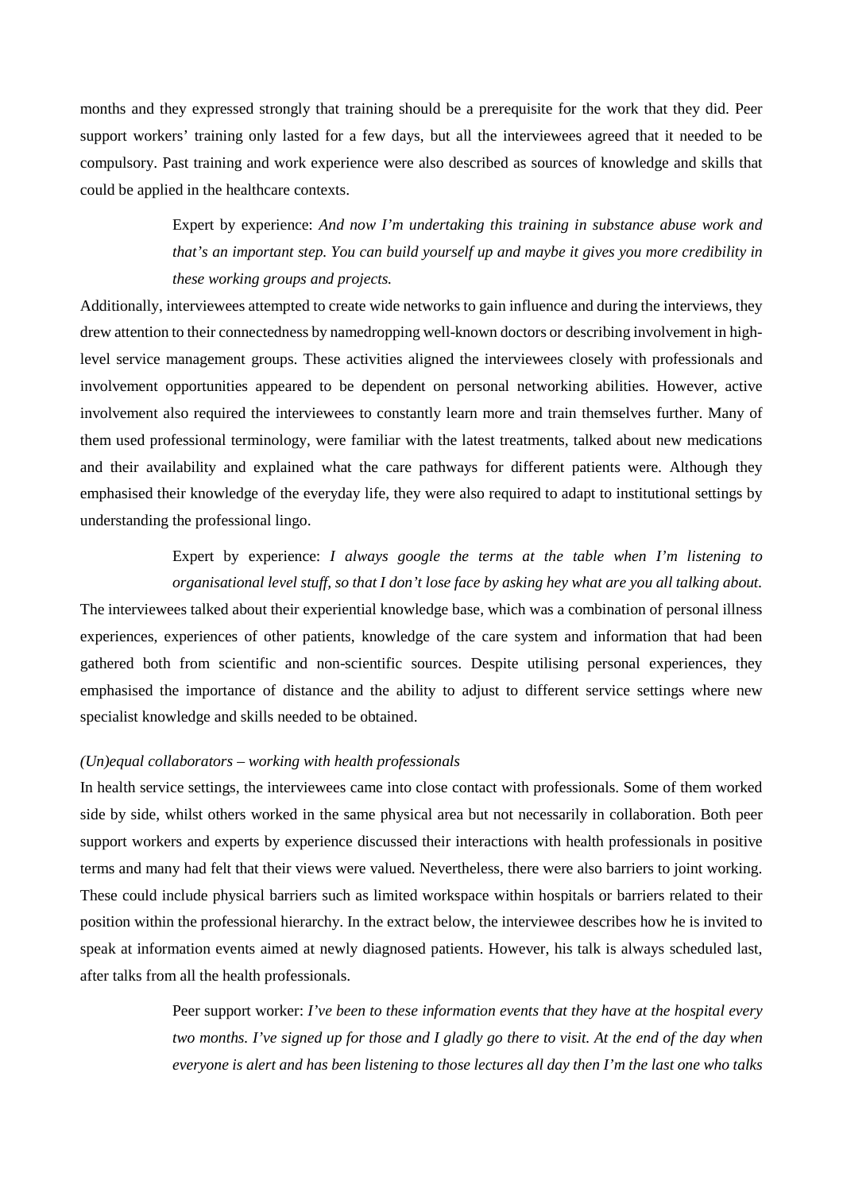months and they expressed strongly that training should be a prerequisite for the work that they did. Peer support workers' training only lasted for a few days, but all the interviewees agreed that it needed to be compulsory. Past training and work experience were also described as sources of knowledge and skills that could be applied in the healthcare contexts.

> Expert by experience: *And now I'm undertaking this training in substance abuse work and that's an important step. You can build yourself up and maybe it gives you more credibility in these working groups and projects.*

Additionally, interviewees attempted to create wide networks to gain influence and during the interviews, they drew attention to their connectedness by namedropping well-known doctors or describing involvement in high-level service management groups. These activities aligned the interviewees closely with professionals and involvement opportunities appeared to be dependent on personal networking abilities. However, active involvement also required the interviewees to constantly learn more and train themselves further. Many of them used professional terminology, were familiar with the latest treatments, talked about new medications and their availability and explained what the care pathways for different patients were. Although they emphasised their knowledge of the everyday life, they were also required to adapt to institutional settings by understanding the professional lingo.

> Expert by experience: *I always google the terms at the table when I'm listening to organisational level stuff, so that I don't lose face by asking hey what are you all talking about.*

The interviewees talked about their experiential knowledge base, which was a combination of personal illness experiences, experiences of other patients, knowledge of the care system and information that had been gathered both from scientific and non-scientific sources. Despite utilising personal experiences, they emphasised the importance of distance and the ability to adjust to different service settings where new specialist knowledge and skills needed to be obtained.

*(Un)equal collaborators – working with health professionals*

In health service settings, the interviewees came into close contact with professionals. Some of them worked side by side, whilst others worked in the same physical area but not necessarily in collaboration. Both peer support workers and experts by experience discussed their interactions with health professionals in positive terms and many had felt that their views were valued. Nevertheless, there were also barriers to joint working. These could include physical barriers such as limited workspace within hospitals or barriers related to their position within the professional hierarchy. In the extract below, the interviewee describes how he is invited to speak at information events aimed at newly diagnosed patients. However, his talk is always scheduled last, after talks from all the health professionals.

> Peer support worker: *I've been to these information events that they have at the hospital every two months. I've signed up for those and I gladly go there to visit. At the end of the day when everyone is alert and has been listening to those lectures all day then I'm the last one who talks*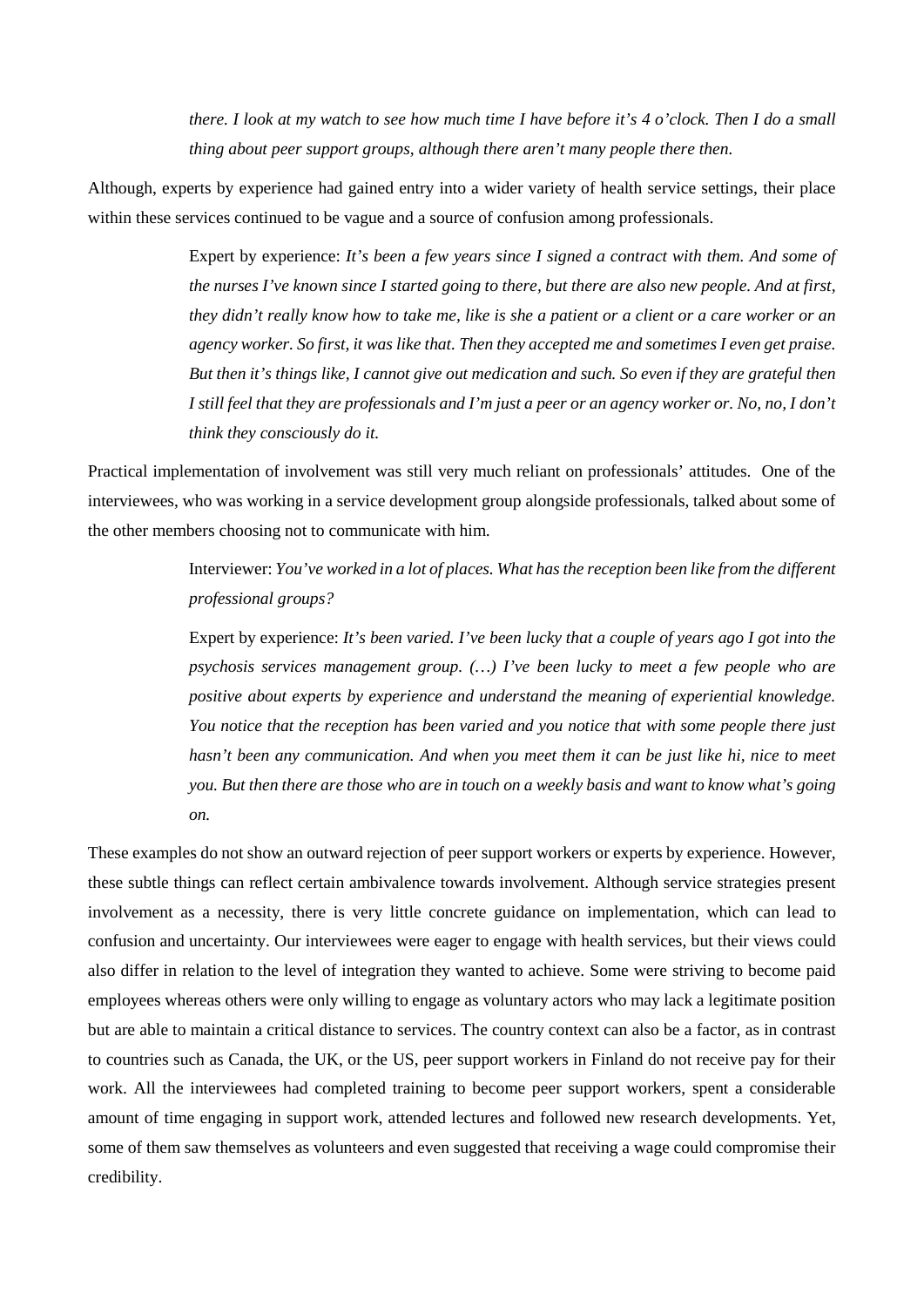> *there. I look at my watch to see how much time I have before it's 4 o'clock. Then I do a small thing about peer support groups, although there aren't many people there then.*

Although, experts by experience had gained entry into a wider variety of health service settings, their place within these services continued to be vague and a source of confusion among professionals.

> Expert by experience: *It's been a few years since I signed a contract with them. And some of the nurses I've known since I started going to there, but there are also new people. And at first, they didn't really know how to take me, like is she a patient or a client or a care worker or an agency worker. So first, it was like that. Then they accepted me and sometimes I even get praise. But then it's things like, I cannot give out medication and such. So even if they are grateful then I still feel that they are professionals and I'm just a peer or an agency worker or. No, no, I don't think they consciously do it.*

Practical implementation of involvement was still very much reliant on professionals' attitudes. One of the interviewees, who was working in a service development group alongside professionals, talked about some of the other members choosing not to communicate with him.

> Interviewer: *You've worked in a lot of places. What has the reception been like from the different professional groups?*
>
> Expert by experience: *It's been varied. I've been lucky that a couple of years ago I got into the psychosis services management group. (…) I've been lucky to meet a few people who are positive about experts by experience and understand the meaning of experiential knowledge. You notice that the reception has been varied and you notice that with some people there just hasn't been any communication. And when you meet them it can be just like hi, nice to meet you. But then there are those who are in touch on a weekly basis and want to know what's going on.*

These examples do not show an outward rejection of peer support workers or experts by experience. However, these subtle things can reflect certain ambivalence towards involvement. Although service strategies present involvement as a necessity, there is very little concrete guidance on implementation, which can lead to confusion and uncertainty. Our interviewees were eager to engage with health services, but their views could also differ in relation to the level of integration they wanted to achieve. Some were striving to become paid employees whereas others were only willing to engage as voluntary actors who may lack a legitimate position but are able to maintain a critical distance to services. The country context can also be a factor, as in contrast to countries such as Canada, the UK, or the US, peer support workers in Finland do not receive pay for their work. All the interviewees had completed training to become peer support workers, spent a considerable amount of time engaging in support work, attended lectures and followed new research developments. Yet, some of them saw themselves as volunteers and even suggested that receiving a wage could compromise their credibility.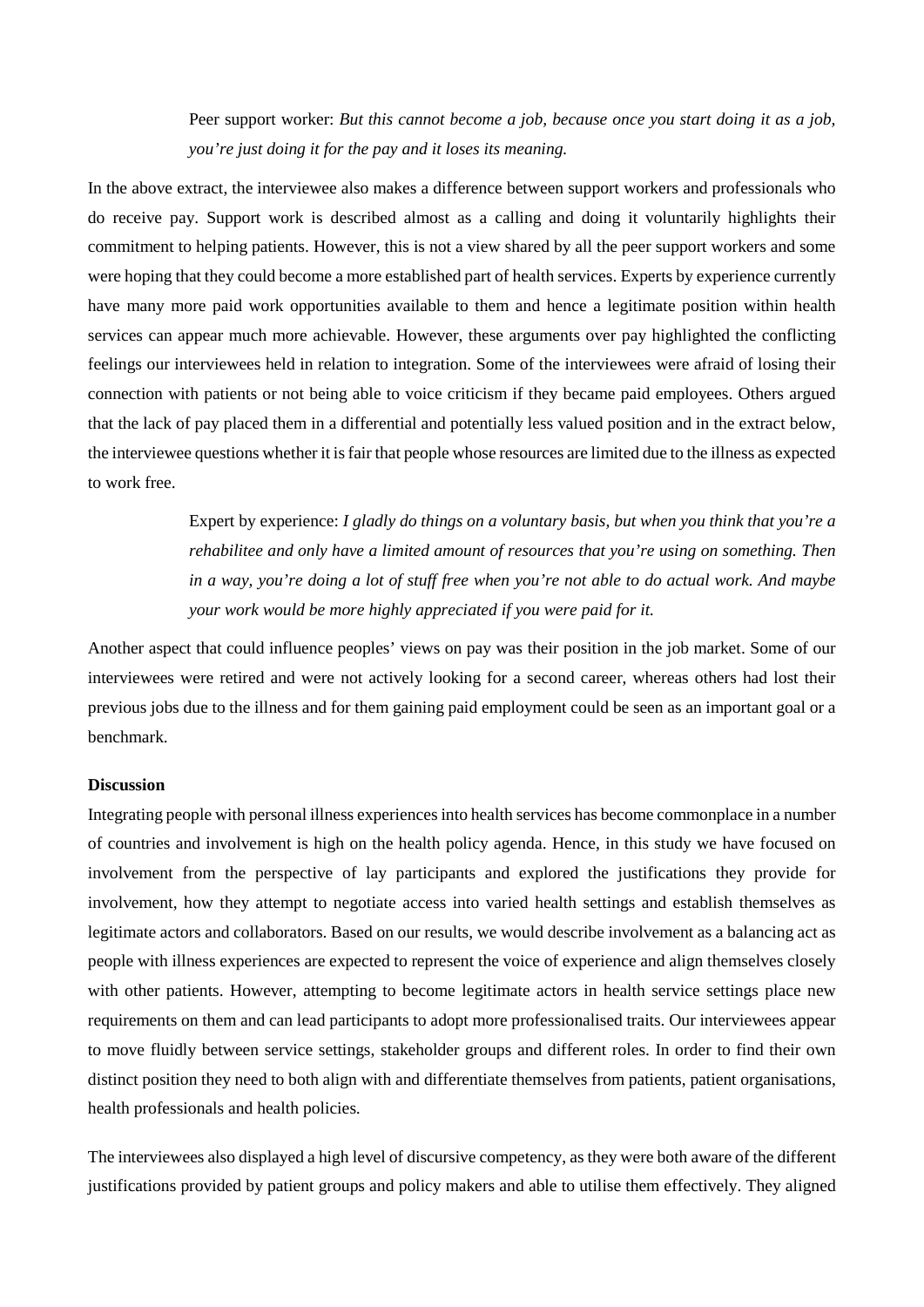> Peer support worker: *But this cannot become a job, because once you start doing it as a job, you're just doing it for the pay and it loses its meaning.*

In the above extract, the interviewee also makes a difference between support workers and professionals who do receive pay. Support work is described almost as a calling and doing it voluntarily highlights their commitment to helping patients. However, this is not a view shared by all the peer support workers and some were hoping that they could become a more established part of health services. Experts by experience currently have many more paid work opportunities available to them and hence a legitimate position within health services can appear much more achievable. However, these arguments over pay highlighted the conflicting feelings our interviewees held in relation to integration. Some of the interviewees were afraid of losing their connection with patients or not being able to voice criticism if they became paid employees. Others argued that the lack of pay placed them in a differential and potentially less valued position and in the extract below, the interviewee questions whether it is fair that people whose resources are limited due to the illness as expected to work free.

> Expert by experience: *I gladly do things on a voluntary basis, but when you think that you're a rehabilitee and only have a limited amount of resources that you're using on something. Then in a way, you're doing a lot of stuff free when you're not able to do actual work. And maybe your work would be more highly appreciated if you were paid for it.*

Another aspect that could influence peoples' views on pay was their position in the job market. Some of our interviewees were retired and were not actively looking for a second career, whereas others had lost their previous jobs due to the illness and for them gaining paid employment could be seen as an important goal or a benchmark.

**Discussion**

Integrating people with personal illness experiences into health services has become commonplace in a number of countries and involvement is high on the health policy agenda. Hence, in this study we have focused on involvement from the perspective of lay participants and explored the justifications they provide for involvement, how they attempt to negotiate access into varied health settings and establish themselves as legitimate actors and collaborators. Based on our results, we would describe involvement as a balancing act as people with illness experiences are expected to represent the voice of experience and align themselves closely with other patients. However, attempting to become legitimate actors in health service settings place new requirements on them and can lead participants to adopt more professionalised traits. Our interviewees appear to move fluidly between service settings, stakeholder groups and different roles. In order to find their own distinct position they need to both align with and differentiate themselves from patients, patient organisations, health professionals and health policies.

The interviewees also displayed a high level of discursive competency, as they were both aware of the different justifications provided by patient groups and policy makers and able to utilise them effectively. They aligned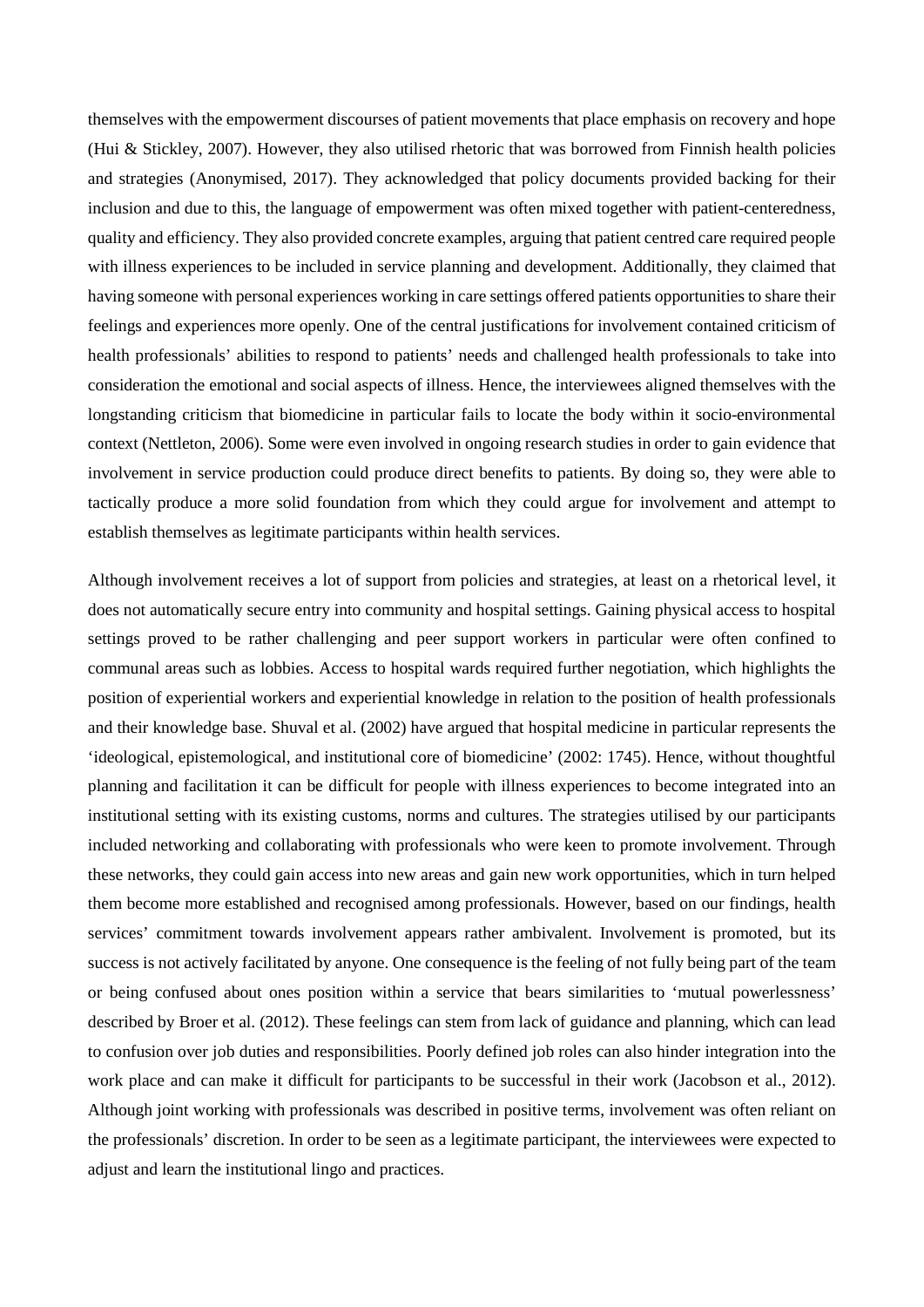themselves with the empowerment discourses of patient movements that place emphasis on recovery and hope (Hui & Stickley, 2007). However, they also utilised rhetoric that was borrowed from Finnish health policies and strategies (Anonymised, 2017). They acknowledged that policy documents provided backing for their inclusion and due to this, the language of empowerment was often mixed together with patient-centeredness, quality and efficiency. They also provided concrete examples, arguing that patient centred care required people with illness experiences to be included in service planning and development. Additionally, they claimed that having someone with personal experiences working in care settings offered patients opportunities to share their feelings and experiences more openly. One of the central justifications for involvement contained criticism of health professionals' abilities to respond to patients' needs and challenged health professionals to take into consideration the emotional and social aspects of illness. Hence, the interviewees aligned themselves with the longstanding criticism that biomedicine in particular fails to locate the body within it socio-environmental context (Nettleton, 2006). Some were even involved in ongoing research studies in order to gain evidence that involvement in service production could produce direct benefits to patients. By doing so, they were able to tactically produce a more solid foundation from which they could argue for involvement and attempt to establish themselves as legitimate participants within health services.

Although involvement receives a lot of support from policies and strategies, at least on a rhetorical level, it does not automatically secure entry into community and hospital settings. Gaining physical access to hospital settings proved to be rather challenging and peer support workers in particular were often confined to communal areas such as lobbies. Access to hospital wards required further negotiation, which highlights the position of experiential workers and experiential knowledge in relation to the position of health professionals and their knowledge base. Shuval et al. (2002) have argued that hospital medicine in particular represents the 'ideological, epistemological, and institutional core of biomedicine' (2002: 1745). Hence, without thoughtful planning and facilitation it can be difficult for people with illness experiences to become integrated into an institutional setting with its existing customs, norms and cultures. The strategies utilised by our participants included networking and collaborating with professionals who were keen to promote involvement. Through these networks, they could gain access into new areas and gain new work opportunities, which in turn helped them become more established and recognised among professionals. However, based on our findings, health services' commitment towards involvement appears rather ambivalent. Involvement is promoted, but its success is not actively facilitated by anyone. One consequence is the feeling of not fully being part of the team or being confused about ones position within a service that bears similarities to 'mutual powerlessness' described by Broer et al. (2012). These feelings can stem from lack of guidance and planning, which can lead to confusion over job duties and responsibilities. Poorly defined job roles can also hinder integration into the work place and can make it difficult for participants to be successful in their work (Jacobson et al., 2012). Although joint working with professionals was described in positive terms, involvement was often reliant on the professionals' discretion. In order to be seen as a legitimate participant, the interviewees were expected to adjust and learn the institutional lingo and practices.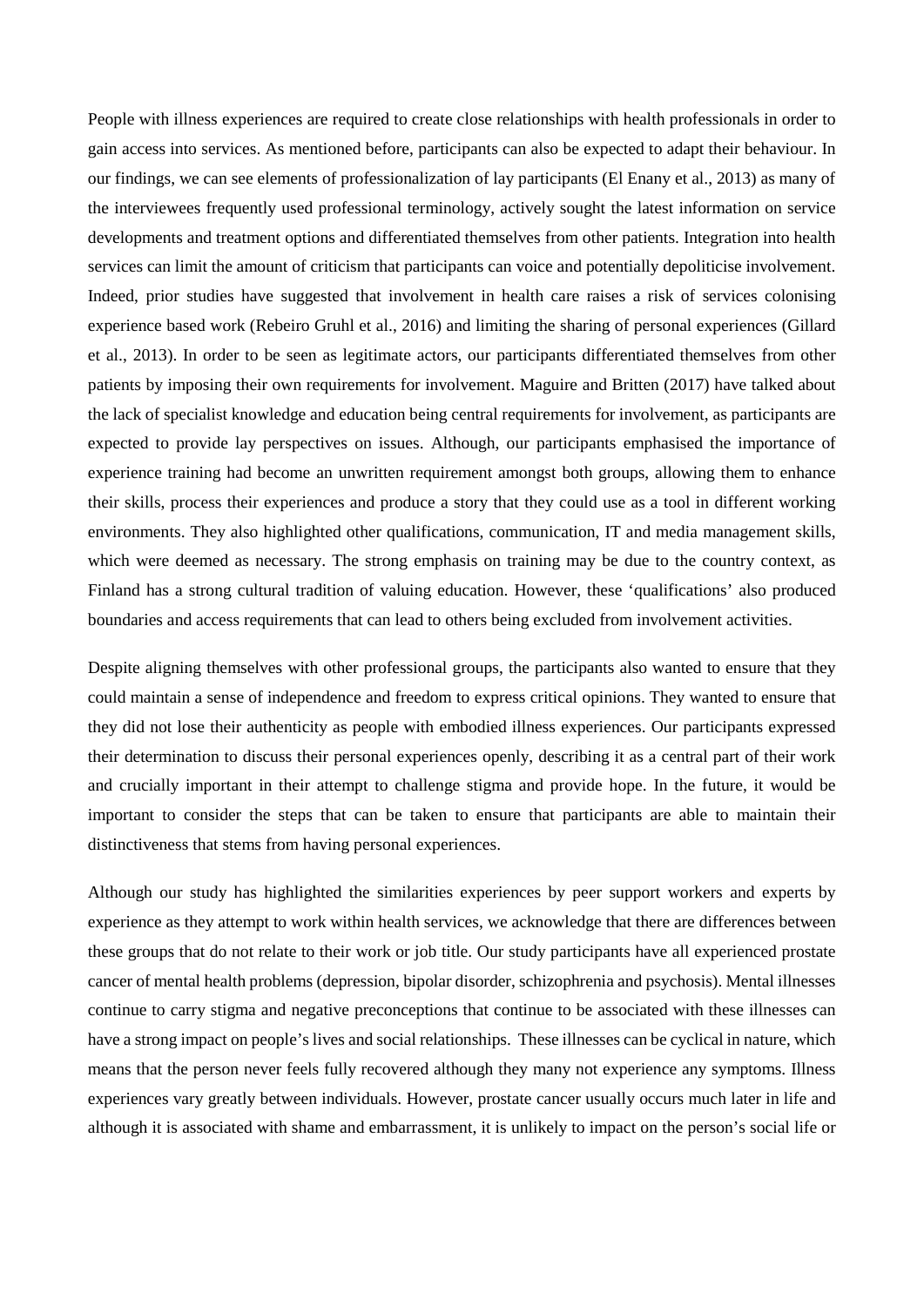People with illness experiences are required to create close relationships with health professionals in order to gain access into services. As mentioned before, participants can also be expected to adapt their behaviour. In our findings, we can see elements of professionalization of lay participants (El Enany et al., 2013) as many of the interviewees frequently used professional terminology, actively sought the latest information on service developments and treatment options and differentiated themselves from other patients. Integration into health services can limit the amount of criticism that participants can voice and potentially depoliticise involvement. Indeed, prior studies have suggested that involvement in health care raises a risk of services colonising experience based work (Rebeiro Gruhl et al., 2016) and limiting the sharing of personal experiences (Gillard et al., 2013). In order to be seen as legitimate actors, our participants differentiated themselves from other patients by imposing their own requirements for involvement. Maguire and Britten (2017) have talked about the lack of specialist knowledge and education being central requirements for involvement, as participants are expected to provide lay perspectives on issues. Although, our participants emphasised the importance of experience training had become an unwritten requirement amongst both groups, allowing them to enhance their skills, process their experiences and produce a story that they could use as a tool in different working environments. They also highlighted other qualifications, communication, IT and media management skills, which were deemed as necessary. The strong emphasis on training may be due to the country context, as Finland has a strong cultural tradition of valuing education. However, these 'qualifications' also produced boundaries and access requirements that can lead to others being excluded from involvement activities.

Despite aligning themselves with other professional groups, the participants also wanted to ensure that they could maintain a sense of independence and freedom to express critical opinions. They wanted to ensure that they did not lose their authenticity as people with embodied illness experiences. Our participants expressed their determination to discuss their personal experiences openly, describing it as a central part of their work and crucially important in their attempt to challenge stigma and provide hope. In the future, it would be important to consider the steps that can be taken to ensure that participants are able to maintain their distinctiveness that stems from having personal experiences.

Although our study has highlighted the similarities experiences by peer support workers and experts by experience as they attempt to work within health services, we acknowledge that there are differences between these groups that do not relate to their work or job title. Our study participants have all experienced prostate cancer of mental health problems (depression, bipolar disorder, schizophrenia and psychosis). Mental illnesses continue to carry stigma and negative preconceptions that continue to be associated with these illnesses can have a strong impact on people's lives and social relationships. These illnesses can be cyclical in nature, which means that the person never feels fully recovered although they many not experience any symptoms. Illness experiences vary greatly between individuals. However, prostate cancer usually occurs much later in life and although it is associated with shame and embarrassment, it is unlikely to impact on the person's social life or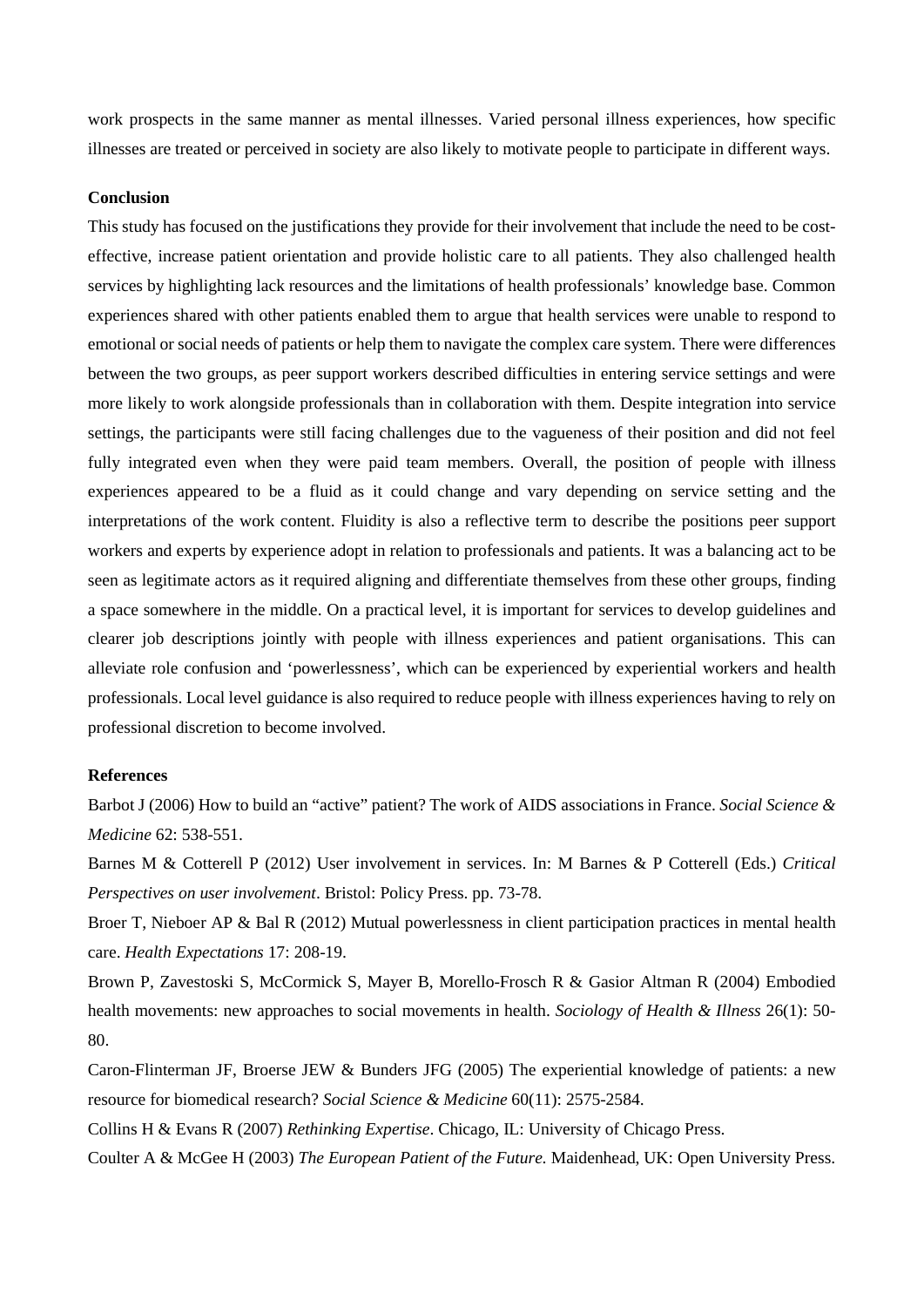work prospects in the same manner as mental illnesses. Varied personal illness experiences, how specific illnesses are treated or perceived in society are also likely to motivate people to participate in different ways.

**Conclusion**

This study has focused on the justifications they provide for their involvement that include the need to be cost-effective, increase patient orientation and provide holistic care to all patients. They also challenged health services by highlighting lack resources and the limitations of health professionals' knowledge base. Common experiences shared with other patients enabled them to argue that health services were unable to respond to emotional or social needs of patients or help them to navigate the complex care system. There were differences between the two groups, as peer support workers described difficulties in entering service settings and were more likely to work alongside professionals than in collaboration with them. Despite integration into service settings, the participants were still facing challenges due to the vagueness of their position and did not feel fully integrated even when they were paid team members. Overall, the position of people with illness experiences appeared to be a fluid as it could change and vary depending on service setting and the interpretations of the work content. Fluidity is also a reflective term to describe the positions peer support workers and experts by experience adopt in relation to professionals and patients. It was a balancing act to be seen as legitimate actors as it required aligning and differentiate themselves from these other groups, finding a space somewhere in the middle. On a practical level, it is important for services to develop guidelines and clearer job descriptions jointly with people with illness experiences and patient organisations. This can alleviate role confusion and 'powerlessness', which can be experienced by experiential workers and health professionals. Local level guidance is also required to reduce people with illness experiences having to rely on professional discretion to become involved.

**References**

Barbot J (2006) How to build an "active" patient? The work of AIDS associations in France. *Social Science & Medicine* 62: 538-551.

Barnes M & Cotterell P (2012) User involvement in services. In: M Barnes & P Cotterell (Eds.) *Critical Perspectives on user involvement*. Bristol: Policy Press. pp. 73-78.

Broer T, Nieboer AP & Bal R (2012) Mutual powerlessness in client participation practices in mental health care. *Health Expectations* 17: 208-19.

Brown P, Zavestoski S, McCormick S, Mayer B, Morello-Frosch R & Gasior Altman R (2004) Embodied health movements: new approaches to social movements in health. *Sociology of Health & Illness* 26(1): 50-80.

Caron-Flinterman JF, Broerse JEW & Bunders JFG (2005) The experiential knowledge of patients: a new resource for biomedical research? *Social Science & Medicine* 60(11): 2575-2584.

Collins H & Evans R (2007) *Rethinking Expertise*. Chicago, IL: University of Chicago Press.

Coulter A & McGee H (2003) *The European Patient of the Future*. Maidenhead, UK: Open University Press.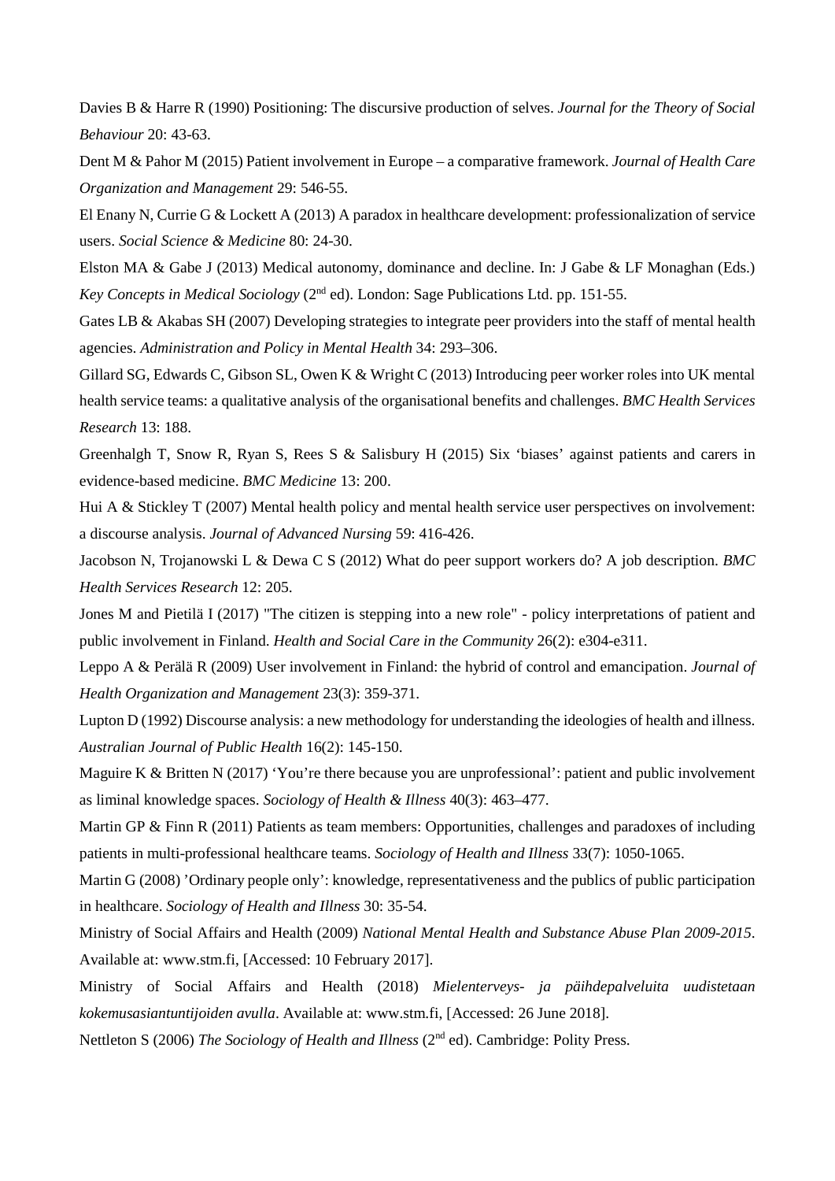Davies B & Harre R (1990) Positioning: The discursive production of selves. *Journal for the Theory of Social Behaviour* 20: 43-63.

Dent M & Pahor M (2015) Patient involvement in Europe – a comparative framework. *Journal of Health Care Organization and Management* 29: 546-55.

El Enany N, Currie G & Lockett A (2013) A paradox in healthcare development: professionalization of service users. *Social Science & Medicine* 80: 24-30.

Elston MA & Gabe J (2013) Medical autonomy, dominance and decline. In: J Gabe & LF Monaghan (Eds.) *Key Concepts in Medical Sociology* (2nd ed). London: Sage Publications Ltd. pp. 151-55.

Gates LB & Akabas SH (2007) Developing strategies to integrate peer providers into the staff of mental health agencies. *Administration and Policy in Mental Health* 34: 293–306.

Gillard SG, Edwards C, Gibson SL, Owen K & Wright C (2013) Introducing peer worker roles into UK mental health service teams: a qualitative analysis of the organisational benefits and challenges. *BMC Health Services Research* 13: 188.

Greenhalgh T, Snow R, Ryan S, Rees S & Salisbury H (2015) Six 'biases' against patients and carers in evidence-based medicine. *BMC Medicine* 13: 200.

Hui A & Stickley T (2007) Mental health policy and mental health service user perspectives on involvement: a discourse analysis. *Journal of Advanced Nursing* 59: 416-426.

Jacobson N, Trojanowski L & Dewa C S (2012) What do peer support workers do? A job description. *BMC Health Services Research* 12: 205.

Jones M and Pietilä I (2017) "The citizen is stepping into a new role" - policy interpretations of patient and public involvement in Finland. *Health and Social Care in the Community* 26(2): e304-e311.

Leppo A & Perälä R (2009) User involvement in Finland: the hybrid of control and emancipation. *Journal of Health Organization and Management* 23(3): 359-371.

Lupton D (1992) Discourse analysis: a new methodology for understanding the ideologies of health and illness. *Australian Journal of Public Health* 16(2): 145-150.

Maguire K & Britten N (2017) 'You're there because you are unprofessional': patient and public involvement as liminal knowledge spaces. *Sociology of Health & Illness* 40(3): 463–477.

Martin GP & Finn R (2011) Patients as team members: Opportunities, challenges and paradoxes of including patients in multi-professional healthcare teams. *Sociology of Health and Illness* 33(7): 1050-1065.

Martin G (2008) 'Ordinary people only': knowledge, representativeness and the publics of public participation in healthcare. *Sociology of Health and Illness* 30: 35-54.

Ministry of Social Affairs and Health (2009) *National Mental Health and Substance Abuse Plan 2009-2015*. Available at: www.stm.fi, [Accessed: 10 February 2017].

Ministry of Social Affairs and Health (2018) *Mielenterveys- ja päihdepalveluita uudistetaan kokemusasiantuntijoiden avulla*. Available at: www.stm.fi, [Accessed: 26 June 2018].

Nettleton S (2006) *The Sociology of Health and Illness* (2nd ed). Cambridge: Polity Press.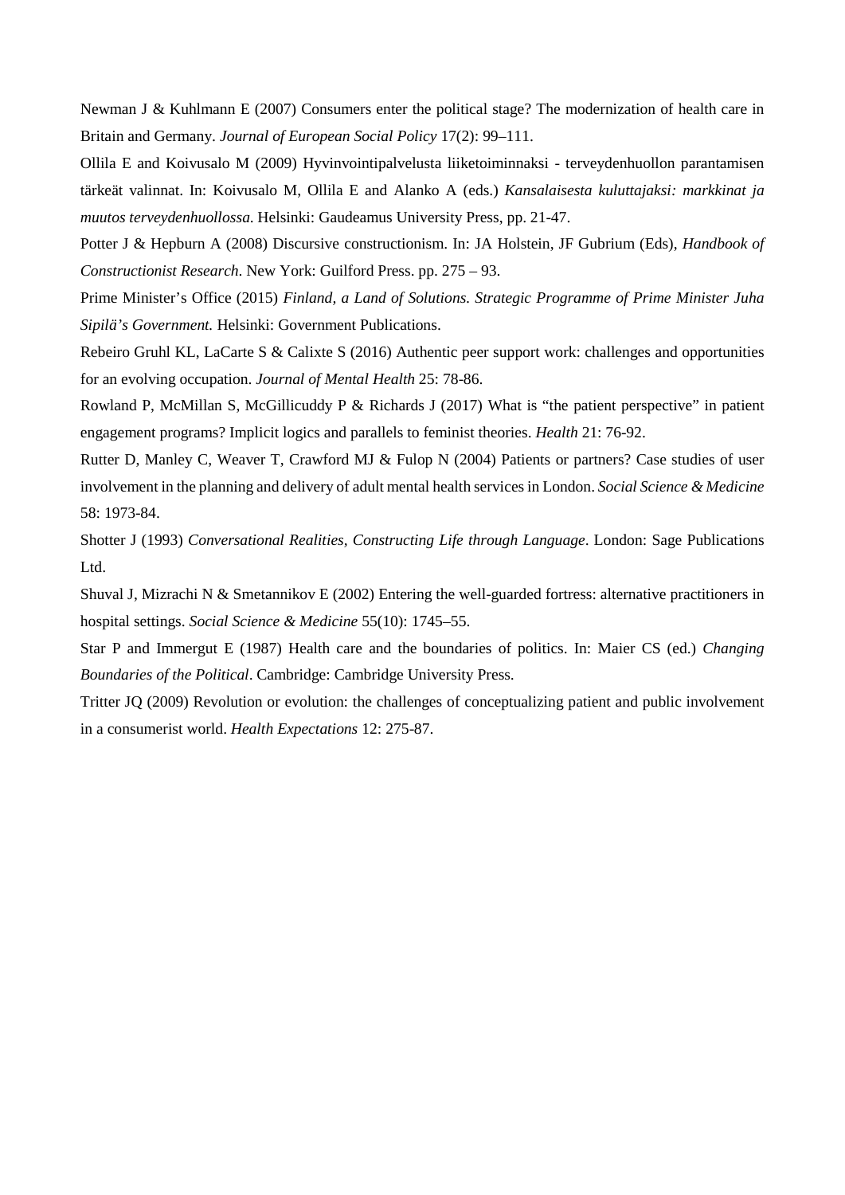Newman J & Kuhlmann E (2007) Consumers enter the political stage? The modernization of health care in Britain and Germany. *Journal of European Social Policy* 17(2): 99–111.

Ollila E and Koivusalo M (2009) Hyvinvointipalvelusta liiketoiminnaksi - terveydenhuollon parantamisen tärkeät valinnat. In: Koivusalo M, Ollila E and Alanko A (eds.) *Kansalaisesta kuluttajaksi: markkinat ja muutos terveydenhuollossa.* Helsinki: Gaudeamus University Press, pp. 21-47.

Potter J & Hepburn A (2008) Discursive constructionism. In: JA Holstein, JF Gubrium (Eds), *Handbook of Constructionist Research*. New York: Guilford Press. pp. 275 – 93.

Prime Minister's Office (2015) *Finland, a Land of Solutions. Strategic Programme of Prime Minister Juha Sipilä's Government.* Helsinki: Government Publications.

Rebeiro Gruhl KL, LaCarte S & Calixte S (2016) Authentic peer support work: challenges and opportunities for an evolving occupation. *Journal of Mental Health* 25: 78-86.

Rowland P, McMillan S, McGillicuddy P & Richards J (2017) What is "the patient perspective" in patient engagement programs? Implicit logics and parallels to feminist theories. *Health* 21: 76-92.

Rutter D, Manley C, Weaver T, Crawford MJ & Fulop N (2004) Patients or partners? Case studies of user involvement in the planning and delivery of adult mental health services in London. *Social Science & Medicine* 58: 1973-84.

Shotter J (1993) *Conversational Realities, Constructing Life through Language*. London: Sage Publications Ltd.

Shuval J, Mizrachi N & Smetannikov E (2002) Entering the well-guarded fortress: alternative practitioners in hospital settings. *Social Science & Medicine* 55(10): 1745–55.

Star P and Immergut E (1987) Health care and the boundaries of politics. In: Maier CS (ed.) *Changing Boundaries of the Political*. Cambridge: Cambridge University Press.

Tritter JQ (2009) Revolution or evolution: the challenges of conceptualizing patient and public involvement in a consumerist world. *Health Expectations* 12: 275-87.